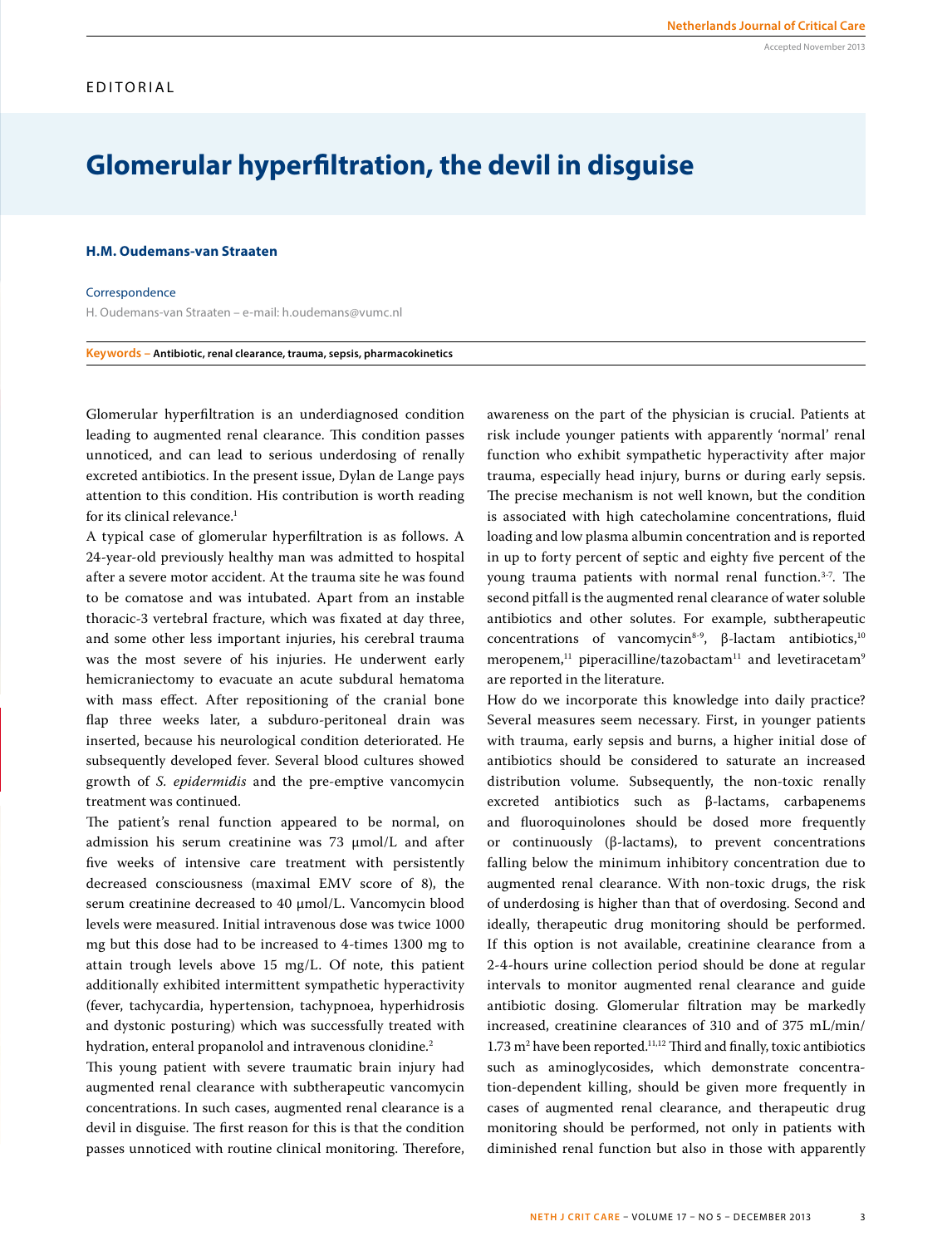EDITORIAL

# Glomerular hyperfiltration, the devil in disguise

**H.M. Oudemans-van Straaten**

Correspondence

H. Oudemans-van Straaten – e-mail: h.oudemans@vumc.nl

**Keywords – Antibiotic, renal clearance, trauma, sepsis, pharmacokinetics**

Glomerular hyperfiltration is an underdiagnosed condition leading to augmented renal clearance. This condition passes unnoticed, and can lead to serious underdosing of renally excreted antibiotics. In the present issue, Dylan de Lange pays attention to this condition. His contribution is worth reading for its clinical relevance.[1]

A typical case of glomerular hyperfiltration is as follows. A 24-year-old previously healthy man was admitted to hospital after a severe motor accident. At the trauma site he was found to be comatose and was intubated. Apart from an instable thoracic-3 vertebral fracture, which was fixated at day three, and some other less important injuries, his cerebral trauma was the most severe of his injuries. He underwent early hemicraniectomy to evacuate an acute subdural hematoma with mass effect. After repositioning of the cranial bone flap three weeks later, a subduro-peritoneal drain was inserted, because his neurological condition deteriorated. He subsequently developed fever. Several blood cultures showed growth of *S. epidermidis* and the pre-emptive vancomycin treatment was continued.

The patient's renal function appeared to be normal, on admission his serum creatinine was 73 μmol/L and after five weeks of intensive care treatment with persistently decreased consciousness (maximal EMV score of 8), the serum creatinine decreased to 40 μmol/L. Vancomycin blood levels were measured. Initial intravenous dose was twice 1000 mg but this dose had to be increased to 4-times 1300 mg to attain trough levels above 15 mg/L. Of note, this patient additionally exhibited intermittent sympathetic hyperactivity (fever, tachycardia, hypertension, tachypnoea, hyperhidrosis and dystonic posturing) which was successfully treated with hydration, enteral propanolol and intravenous clonidine.[2]

This young patient with severe traumatic brain injury had augmented renal clearance with subtherapeutic vancomycin concentrations. In such cases, augmented renal clearance is a devil in disguise. The first reason for this is that the condition passes unnoticed with routine clinical monitoring. Therefore, awareness on the part of the physician is crucial. Patients at risk include younger patients with apparently 'normal' renal function who exhibit sympathetic hyperactivity after major trauma, especially head injury, burns or during early sepsis. The precise mechanism is not well known, but the condition is associated with high catecholamine concentrations, fluid loading and low plasma albumin concentration and is reported in up to forty percent of septic and eighty five percent of the young trauma patients with normal renal function.[3-7]. The second pitfall is the augmented renal clearance of water soluble antibiotics and other solutes. For example, subtherapeutic concentrations of vancomycin[8-9], β-lactam antibiotics,[10] meropenem,[11] piperacilline/tazobactam[11] and levetiracetam[9] are reported in the literature.

How do we incorporate this knowledge into daily practice? Several measures seem necessary. First, in younger patients with trauma, early sepsis and burns, a higher initial dose of antibiotics should be considered to saturate an increased distribution volume. Subsequently, the non-toxic renally excreted antibiotics such as β-lactams, carbapenems and fluoroquinolones should be dosed more frequently or continuously (β-lactams), to prevent concentrations falling below the minimum inhibitory concentration due to augmented renal clearance. With non-toxic drugs, the risk of underdosing is higher than that of overdosing. Second and ideally, therapeutic drug monitoring should be performed. If this option is not available, creatinine clearance from a 2-4-hours urine collection period should be done at regular intervals to monitor augmented renal clearance and guide antibiotic dosing. Glomerular filtration may be markedly increased, creatinine clearances of 310 and of 375 mL/min/1.73 m² have been reported.[11,12] Third and finally, toxic antibiotics such as aminoglycosides, which demonstrate concentration-dependent killing, should be given more frequently in cases of augmented renal clearance, and therapeutic drug monitoring should be performed, not only in patients with diminished renal function but also in those with apparently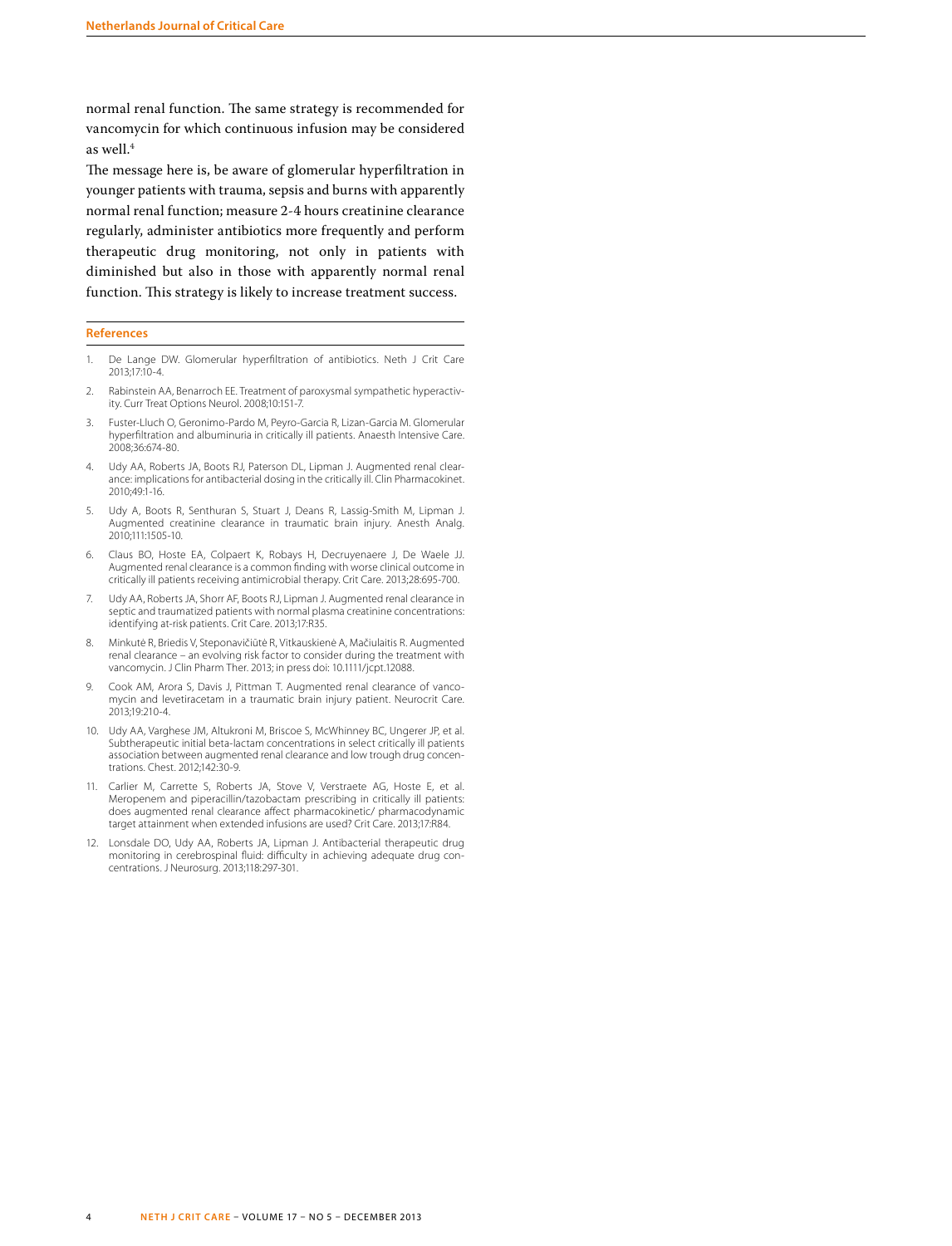normal renal function. The same strategy is recommended for vancomycin for which continuous infusion may be considered as well.[4]

The message here is, be aware of glomerular hyperfiltration in younger patients with trauma, sepsis and burns with apparently normal renal function; measure 2-4 hours creatinine clearance regularly, administer antibiotics more frequently and perform therapeutic drug monitoring, not only in patients with diminished but also in those with apparently normal renal function. This strategy is likely to increase treatment success.

## References

1. De Lange DW. Glomerular hyperfiltration of antibiotics. Neth J Crit Care 2013;17:10-4.
2. Rabinstein AA, Benarroch EE. Treatment of paroxysmal sympathetic hyperactivity. Curr Treat Options Neurol. 2008;10:151-7.
3. Fuster-Lluch O, Geronimo-Pardo M, Peyro-Garcia R, Lizan-Garcia M. Glomerular hyperfiltration and albuminuria in critically ill patients. Anaesth Intensive Care. 2008;36:674-80.
4. Udy AA, Roberts JA, Boots RJ, Paterson DL, Lipman J. Augmented renal clearance: implications for antibacterial dosing in the critically ill. Clin Pharmacokinet. 2010;49:1-16.
5. Udy A, Boots R, Senthuran S, Stuart J, Deans R, Lassig-Smith M, Lipman J. Augmented creatinine clearance in traumatic brain injury. Anesth Analg. 2010;111:1505-10.
6. Claus BO, Hoste EA, Colpaert K, Robays H, Decruyenaere J, De Waele JJ. Augmented renal clearance is a common finding with worse clinical outcome in critically ill patients receiving antimicrobial therapy. Crit Care. 2013;28:695-700.
7. Udy AA, Roberts JA, Shorr AF, Boots RJ, Lipman J. Augmented renal clearance in septic and traumatized patients with normal plasma creatinine concentrations: identifying at-risk patients. Crit Care. 2013;17:R35.
8. Minkutė R, Briedis V, Steponavičiūtė R, Vitkauskienė A, Mačiulaitis R. Augmented renal clearance – an evolving risk factor to consider during the treatment with vancomycin. J Clin Pharm Ther. 2013; in press doi: 10.1111/jcpt.12088.
9. Cook AM, Arora S, Davis J, Pittman T. Augmented renal clearance of vancomycin and levetiracetam in a traumatic brain injury patient. Neurocrit Care. 2013;19:210-4.
10. Udy AA, Varghese JM, Altukroni M, Briscoe S, McWhinney BC, Ungerer JP, et al. Subtherapeutic initial beta-lactam concentrations in select critically ill patients association between augmented renal clearance and low trough drug concentrations. Chest. 2012;142:30-9.
11. Carlier M, Carrette S, Roberts JA, Stove V, Verstraete AG, Hoste E, et al. Meropenem and piperacillin/tazobactam prescribing in critically ill patients: does augmented renal clearance affect pharmacokinetic/ pharmacodynamic target attainment when extended infusions are used? Crit Care. 2013;17:R84.
12. Lonsdale DO, Udy AA, Roberts JA, Lipman J. Antibacterial therapeutic drug monitoring in cerebrospinal fluid: difficulty in achieving adequate drug concentrations. J Neurosurg. 2013;118:297-301.